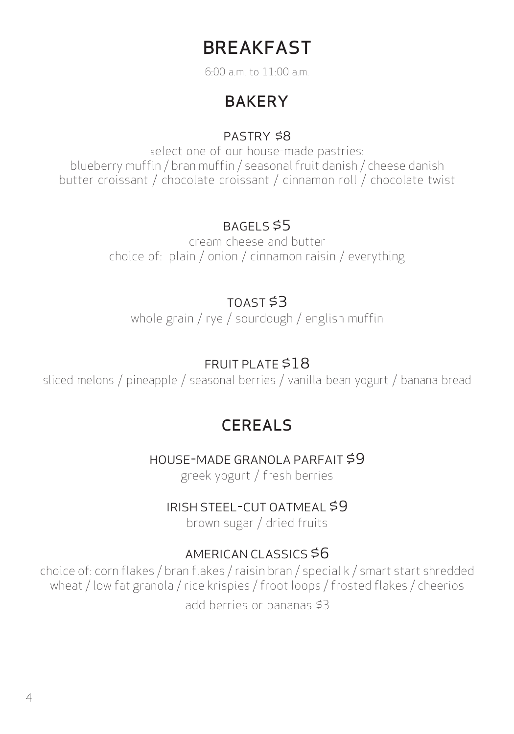# BREAKFAST

6:00 a.m. to 11:00 a.m.

## BAKERY

### PASTRY $8

select one of our house-made pastries:
blueberry muffin / bran muffin / seasonal fruit danish / cheese danish
butter croissant / chocolate croissant / cinnamon roll / chocolate twist

### BAGELS $5

cream cheese and butter
choice of: plain / onion / cinnamon raisin / everything

### TOAST $3

whole grain / rye / sourdough / english muffin

### FRUIT PLATE $18

sliced melons / pineapple / seasonal berries / vanilla-bean yogurt / banana bread

## CEREALS

### HOUSE-MADE GRANOLA PARFAIT $9

greek yogurt / fresh berries

### IRISH STEEL-CUT OATMEAL $9

brown sugar / dried fruits

### AMERICAN CLASSICS $6

choice of: corn flakes / bran flakes / raisin bran / special k / smart start shredded wheat / low fat granola / rice krispies / froot loops / frosted flakes / cheerios

add berries or bananas $3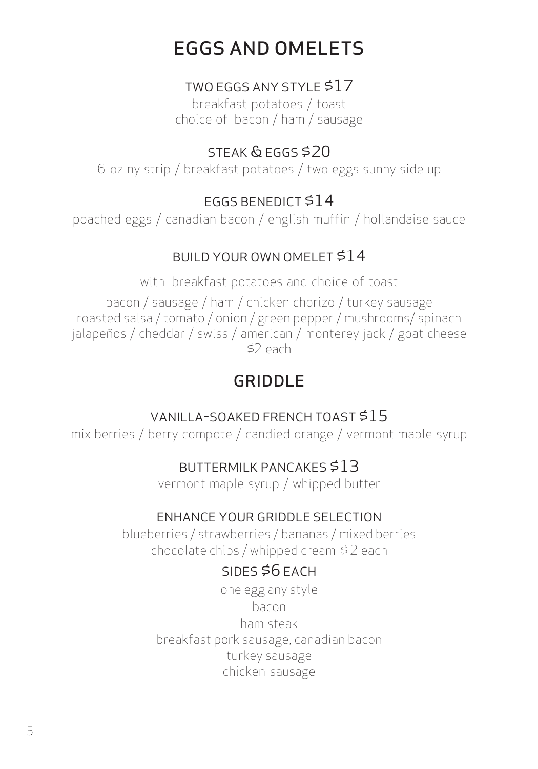# EGGS AND OMELETS

### TWO EGGS ANY STYLE $17

breakfast potatoes / toast
choice of bacon / ham / sausage

### STEAK & EGGS $20

6-oz ny strip / breakfast potatoes / two eggs sunny side up

### EGGS BENEDICT $14

poached eggs / canadian bacon / english muffin / hollandaise sauce

### BUILD YOUR OWN OMELET $14

with breakfast potatoes and choice of toast

bacon / sausage / ham / chicken chorizo / turkey sausage
roasted salsa / tomato / onion / green pepper / mushrooms/ spinach
jalapeños / cheddar / swiss / american / monterey jack / goat cheese
$2 each

# GRIDDLE

### VANILLA-SOAKED FRENCH TOAST $15

mix berries / berry compote / candied orange / vermont maple syrup

### BUTTERMILK PANCAKES $13

vermont maple syrup / whipped butter

### ENHANCE YOUR GRIDDLE SELECTION

blueberries / strawberries / bananas / mixed berries
chocolate chips / whipped cream $ 2 each

### SIDES $6 EACH

one egg any style
bacon
ham steak
breakfast pork sausage, canadian bacon
turkey sausage
chicken sausage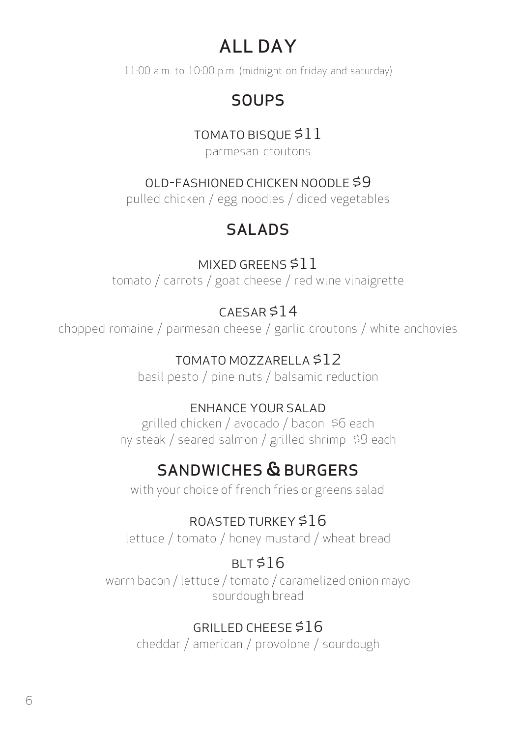# ALL DAY

11:00 a.m. to 10:00 p.m. (midnight on friday and saturday)

## SOUPS

TOMATO BISQUE $11

parmesan croutons

OLD-FASHIONED CHICKEN NOODLE $9

pulled chicken / egg noodles / diced vegetables

## SALADS

MIXED GREENS $11

tomato / carrots / goat cheese / red wine vinaigrette

CAESAR $14

chopped romaine / parmesan cheese / garlic croutons / white anchovies

TOMATO MOZZARELLA $12

basil pesto / pine nuts / balsamic reduction

ENHANCE YOUR SALAD

grilled chicken / avocado / bacon $6 each

ny steak / seared salmon / grilled shrimp $9 each

## SANDWICHES & BURGERS

with your choice of french fries or greens salad

ROASTED TURKEY $16

lettuce / tomato / honey mustard / wheat bread

BLT $16

warm bacon / lettuce / tomato / caramelized onion mayo
sourdough bread

GRILLED CHEESE $16

cheddar / american / provolone / sourdough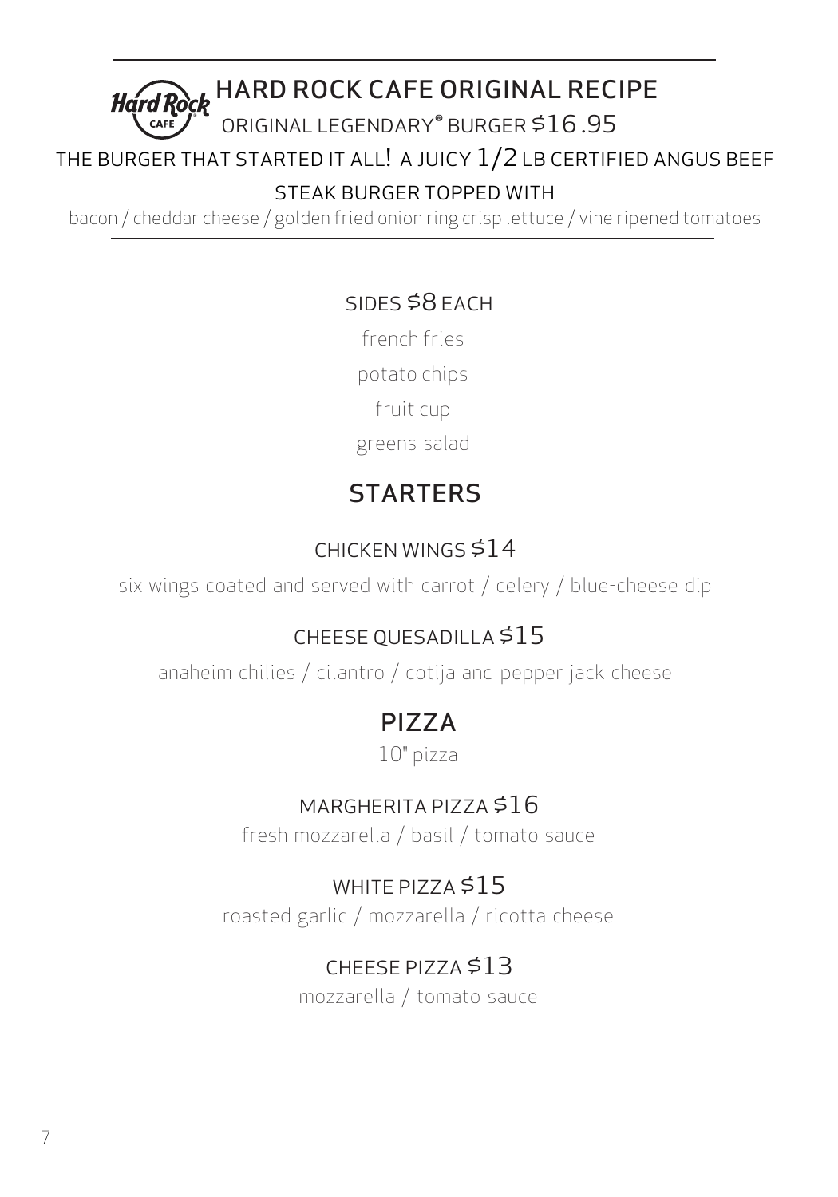## HARD ROCK CAFE ORIGINAL RECIPE

ORIGINAL LEGENDARY® BURGER $16.95

THE BURGER THAT STARTED IT ALL! A JUICY 1/2 LB CERTIFIED ANGUS BEEF STEAK BURGER TOPPED WITH

bacon / cheddar cheese / golden fried onion ring crisp lettuce / vine ripened tomatoes

### SIDES $8 EACH

french fries

potato chips

fruit cup

greens salad

## STARTERS

### CHICKEN WINGS $14

six wings coated and served with carrot / celery / blue-cheese dip

### CHEESE QUESADILLA $15

anaheim chilies / cilantro / cotija and pepper jack cheese

## PIZZA

10" pizza

### MARGHERITA PIZZA $16

fresh mozzarella / basil / tomato sauce

### WHITE PIZZA $15

roasted garlic / mozzarella / ricotta cheese

### CHEESE PIZZA $13

mozzarella / tomato sauce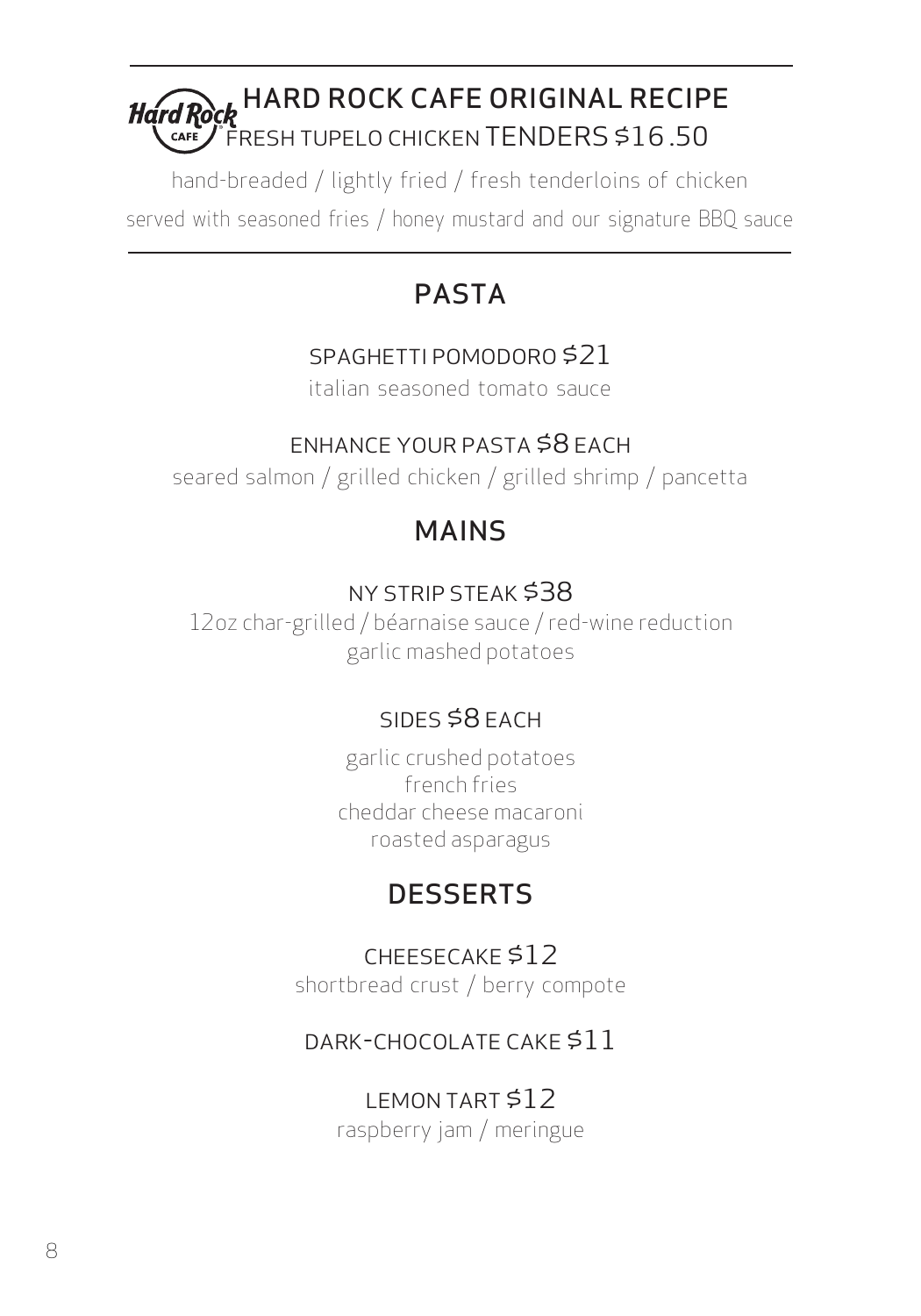## HARD ROCK CAFE ORIGINAL RECIPE FRESH TUPELO CHICKEN TENDERS $16.50

hand-breaded / lightly fried / fresh tenderloins of chicken
served with seasoned fries / honey mustard and our signature BBQ sauce

# PASTA

### SPAGHETTI POMODORO $21

italian seasoned tomato sauce

### ENHANCE YOUR PASTA $8 EACH

seared salmon / grilled chicken / grilled shrimp / pancetta

# MAINS

### NY STRIP STEAK $38

12oz char-grilled / béarnaise sauce / red-wine reduction
garlic mashed potatoes

### SIDES $8 EACH

garlic crushed potatoes
french fries
cheddar cheese macaroni
roasted asparagus

# DESSERTS

### CHEESECAKE $12

shortbread crust / berry compote

### DARK-CHOCOLATE CAKE $11

### LEMON TART $12

raspberry jam / meringue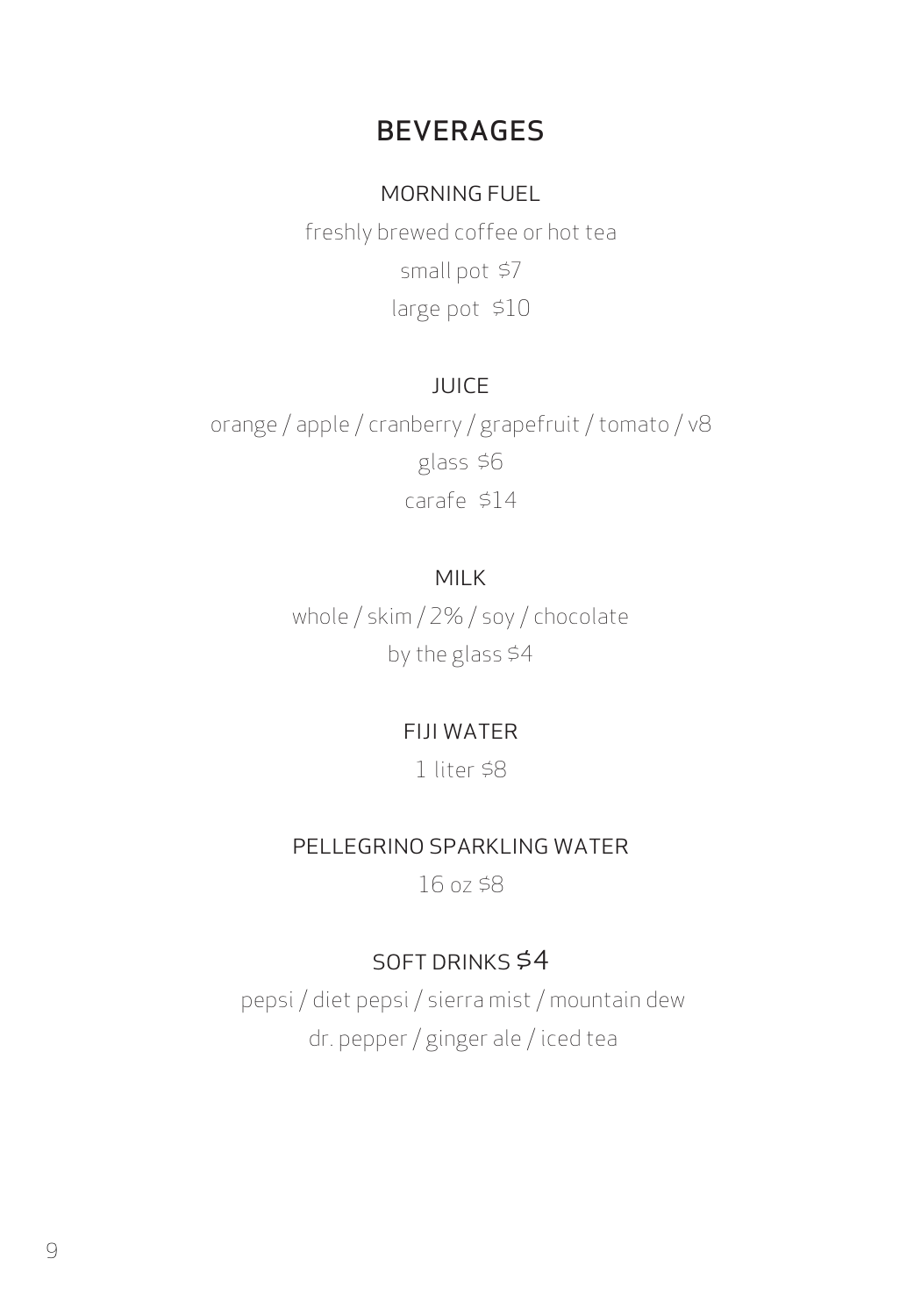# BEVERAGES

## MORNING FUEL

freshly brewed coffee or hot tea

small pot $7

large pot $10

## JUICE

orange / apple / cranberry / grapefruit / tomato / v8

glass $6

carafe $14

## MILK

whole / skim / 2% / soy / chocolate

by the glass $4

## FIJI WATER

1 liter $8

## PELLEGRINO SPARKLING WATER

16 oz $8

## SOFT DRINKS $4

pepsi / diet pepsi / sierra mist / mountain dew

dr. pepper / ginger ale / iced tea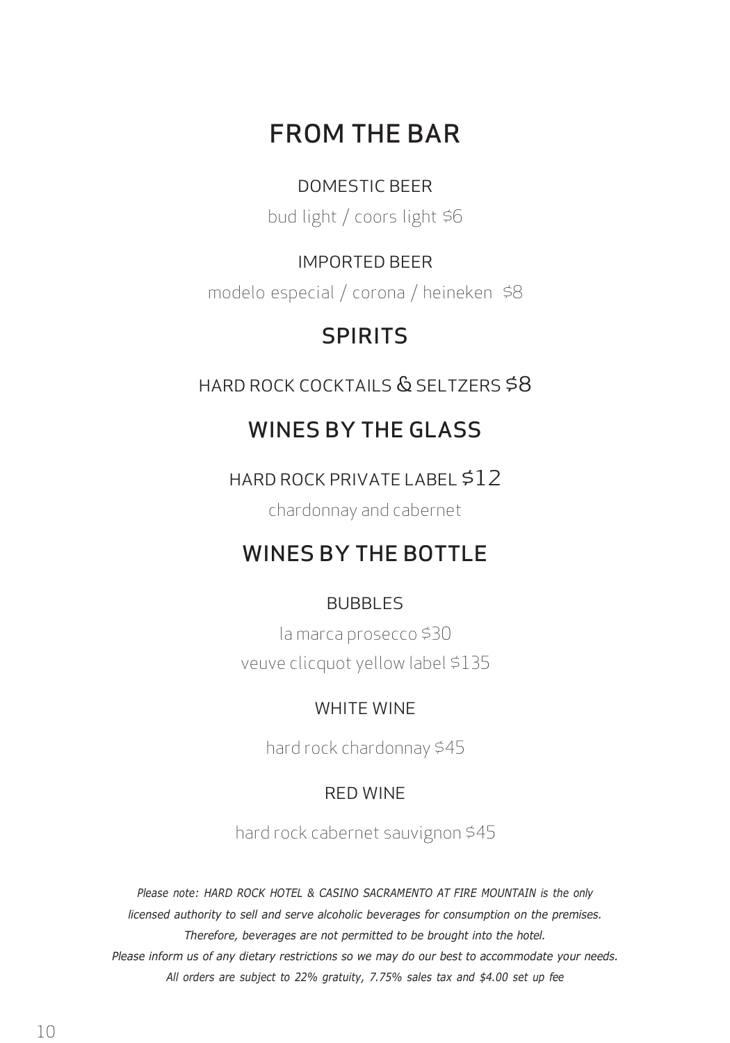# FROM THE BAR

### DOMESTIC BEER

bud light / coors light $6

### IMPORTED BEER

modelo especial / corona / heineken $8

## SPIRITS

### HARD ROCK COCKTAILS & SELTZERS $8

## WINES BY THE GLASS

### HARD ROCK PRIVATE LABEL $12

chardonnay and cabernet

## WINES BY THE BOTTLE

### BUBBLES

la marca prosecco $30

veuve clicquot yellow label $135

### WHITE WINE

hard rock chardonnay $45

### RED WINE

hard rock cabernet sauvignon $45

*Please note: HARD ROCK HOTEL & CASINO SACRAMENTO AT FIRE MOUNTAIN is the only licensed authority to sell and serve alcoholic beverages for consumption on the premises. Therefore, beverages are not permitted to be brought into the hotel.*

*Please inform us of any dietary restrictions so we may do our best to accommodate your needs.*

*All orders are subject to 22% gratuity, 7.75% sales tax and $4.00 set up fee*